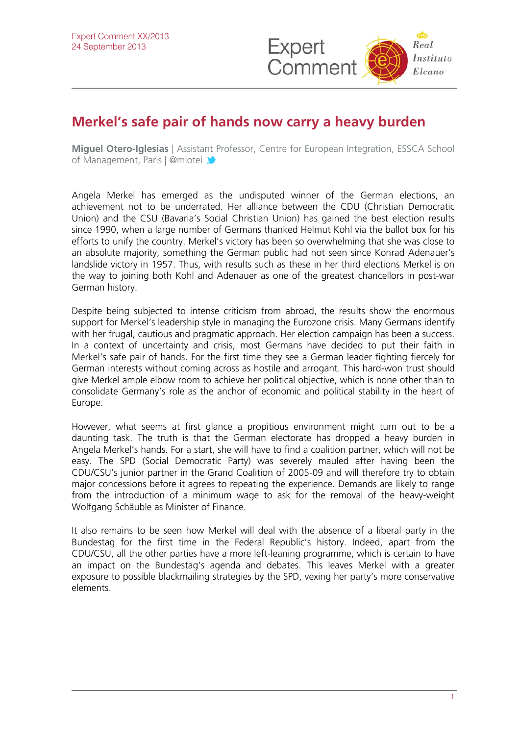Expert Comment XX/2013
24 September 2013

# Merkel's safe pair of hands now carry a heavy burden

**Miguel Otero-Iglesias** | Assistant Professor, Centre for European Integration, ESSCA School of Management, Paris | @miotei

Angela Merkel has emerged as the undisputed winner of the German elections, an achievement not to be underrated. Her alliance between the CDU (Christian Democratic Union) and the CSU (Bavaria's Social Christian Union) has gained the best election results since 1990, when a large number of Germans thanked Helmut Kohl via the ballot box for his efforts to unify the country. Merkel's victory has been so overwhelming that she was close to an absolute majority, something the German public had not seen since Konrad Adenauer's landslide victory in 1957. Thus, with results such as these in her third elections Merkel is on the way to joining both Kohl and Adenauer as one of the greatest chancellors in post-war German history.

Despite being subjected to intense criticism from abroad, the results show the enormous support for Merkel's leadership style in managing the Eurozone crisis. Many Germans identify with her frugal, cautious and pragmatic approach. Her election campaign has been a success. In a context of uncertainty and crisis, most Germans have decided to put their faith in Merkel's safe pair of hands. For the first time they see a German leader fighting fiercely for German interests without coming across as hostile and arrogant. This hard-won trust should give Merkel ample elbow room to achieve her political objective, which is none other than to consolidate Germany's role as the anchor of economic and political stability in the heart of Europe.

However, what seems at first glance a propitious environment might turn out to be a daunting task. The truth is that the German electorate has dropped a heavy burden in Angela Merkel's hands. For a start, she will have to find a coalition partner, which will not be easy. The SPD (Social Democratic Party) was severely mauled after having been the CDU/CSU's junior partner in the Grand Coalition of 2005-09 and will therefore try to obtain major concessions before it agrees to repeating the experience. Demands are likely to range from the introduction of a minimum wage to ask for the removal of the heavy-weight Wolfgang Schäuble as Minister of Finance.

It also remains to be seen how Merkel will deal with the absence of a liberal party in the Bundestag for the first time in the Federal Republic's history. Indeed, apart from the CDU/CSU, all the other parties have a more left-leaning programme, which is certain to have an impact on the Bundestag's agenda and debates. This leaves Merkel with a greater exposure to possible blackmailing strategies by the SPD, vexing her party's more conservative elements.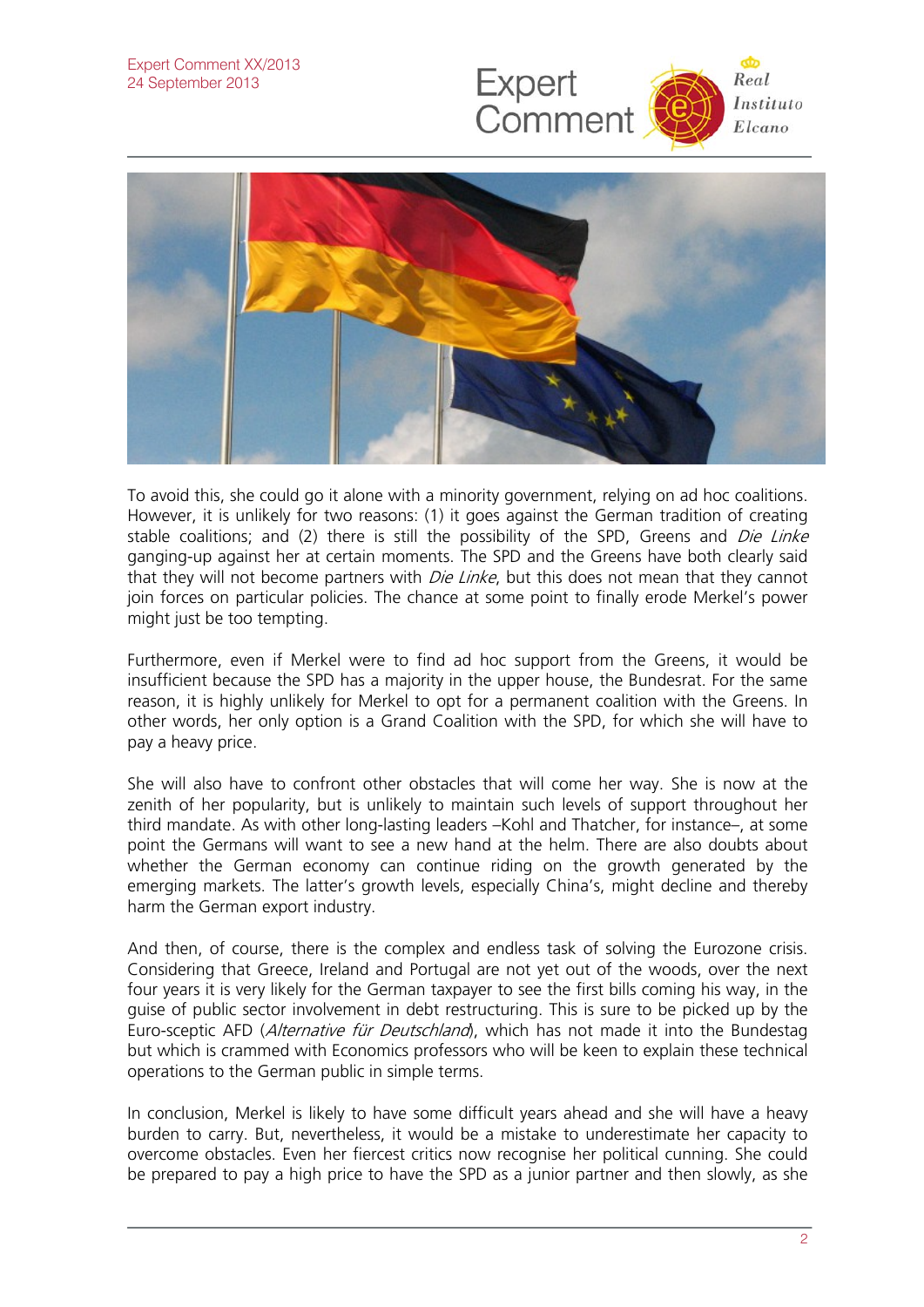To avoid this, she could go it alone with a minority government, relying on ad hoc coalitions. However, it is unlikely for two reasons: (1) it goes against the German tradition of creating stable coalitions; and (2) there is still the possibility of the SPD, Greens and *Die Linke* ganging-up against her at certain moments. The SPD and the Greens have both clearly said that they will not become partners with *Die Linke*, but this does not mean that they cannot join forces on particular policies. The chance at some point to finally erode Merkel's power might just be too tempting.

Furthermore, even if Merkel were to find ad hoc support from the Greens, it would be insufficient because the SPD has a majority in the upper house, the Bundesrat. For the same reason, it is highly unlikely for Merkel to opt for a permanent coalition with the Greens. In other words, her only option is a Grand Coalition with the SPD, for which she will have to pay a heavy price.

She will also have to confront other obstacles that will come her way. She is now at the zenith of her popularity, but is unlikely to maintain such levels of support throughout her third mandate. As with other long-lasting leaders –Kohl and Thatcher, for instance–, at some point the Germans will want to see a new hand at the helm. There are also doubts about whether the German economy can continue riding on the growth generated by the emerging markets. The latter's growth levels, especially China's, might decline and thereby harm the German export industry.

And then, of course, there is the complex and endless task of solving the Eurozone crisis. Considering that Greece, Ireland and Portugal are not yet out of the woods, over the next four years it is very likely for the German taxpayer to see the first bills coming his way, in the guise of public sector involvement in debt restructuring. This is sure to be picked up by the Euro-sceptic AFD (*Alternative für Deutschland*), which has not made it into the Bundestag but which is crammed with Economics professors who will be keen to explain these technical operations to the German public in simple terms.

In conclusion, Merkel is likely to have some difficult years ahead and she will have a heavy burden to carry. But, nevertheless, it would be a mistake to underestimate her capacity to overcome obstacles. Even her fiercest critics now recognise her political cunning. She could be prepared to pay a high price to have the SPD as a junior partner and then slowly, as she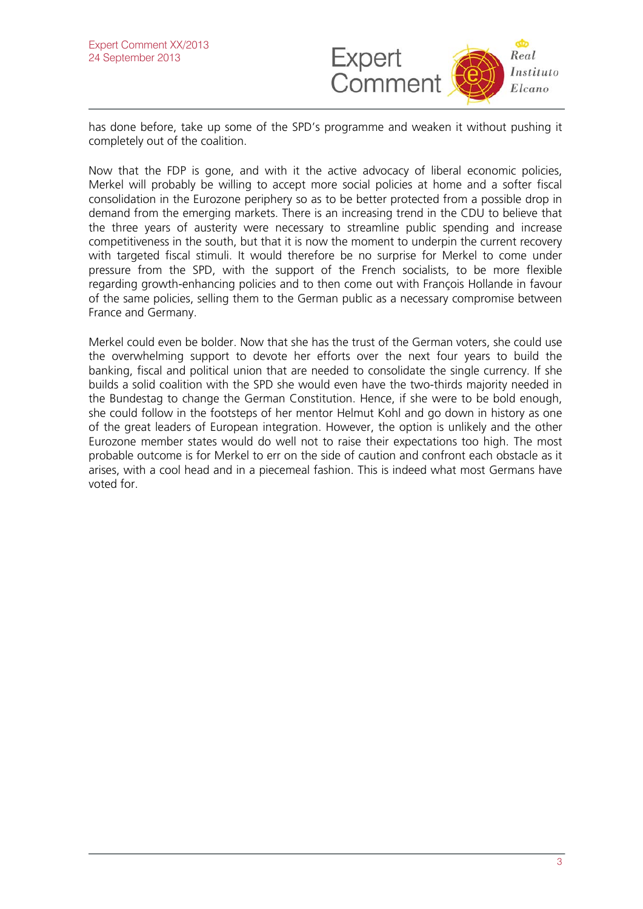has done before, take up some of the SPD's programme and weaken it without pushing it completely out of the coalition.

Now that the FDP is gone, and with it the active advocacy of liberal economic policies, Merkel will probably be willing to accept more social policies at home and a softer fiscal consolidation in the Eurozone periphery so as to be better protected from a possible drop in demand from the emerging markets. There is an increasing trend in the CDU to believe that the three years of austerity were necessary to streamline public spending and increase competitiveness in the south, but that it is now the moment to underpin the current recovery with targeted fiscal stimuli. It would therefore be no surprise for Merkel to come under pressure from the SPD, with the support of the French socialists, to be more flexible regarding growth-enhancing policies and to then come out with François Hollande in favour of the same policies, selling them to the German public as a necessary compromise between France and Germany.

Merkel could even be bolder. Now that she has the trust of the German voters, she could use the overwhelming support to devote her efforts over the next four years to build the banking, fiscal and political union that are needed to consolidate the single currency. If she builds a solid coalition with the SPD she would even have the two-thirds majority needed in the Bundestag to change the German Constitution. Hence, if she were to be bold enough, she could follow in the footsteps of her mentor Helmut Kohl and go down in history as one of the great leaders of European integration. However, the option is unlikely and the other Eurozone member states would do well not to raise their expectations too high. The most probable outcome is for Merkel to err on the side of caution and confront each obstacle as it arises, with a cool head and in a piecemeal fashion. This is indeed what most Germans have voted for.